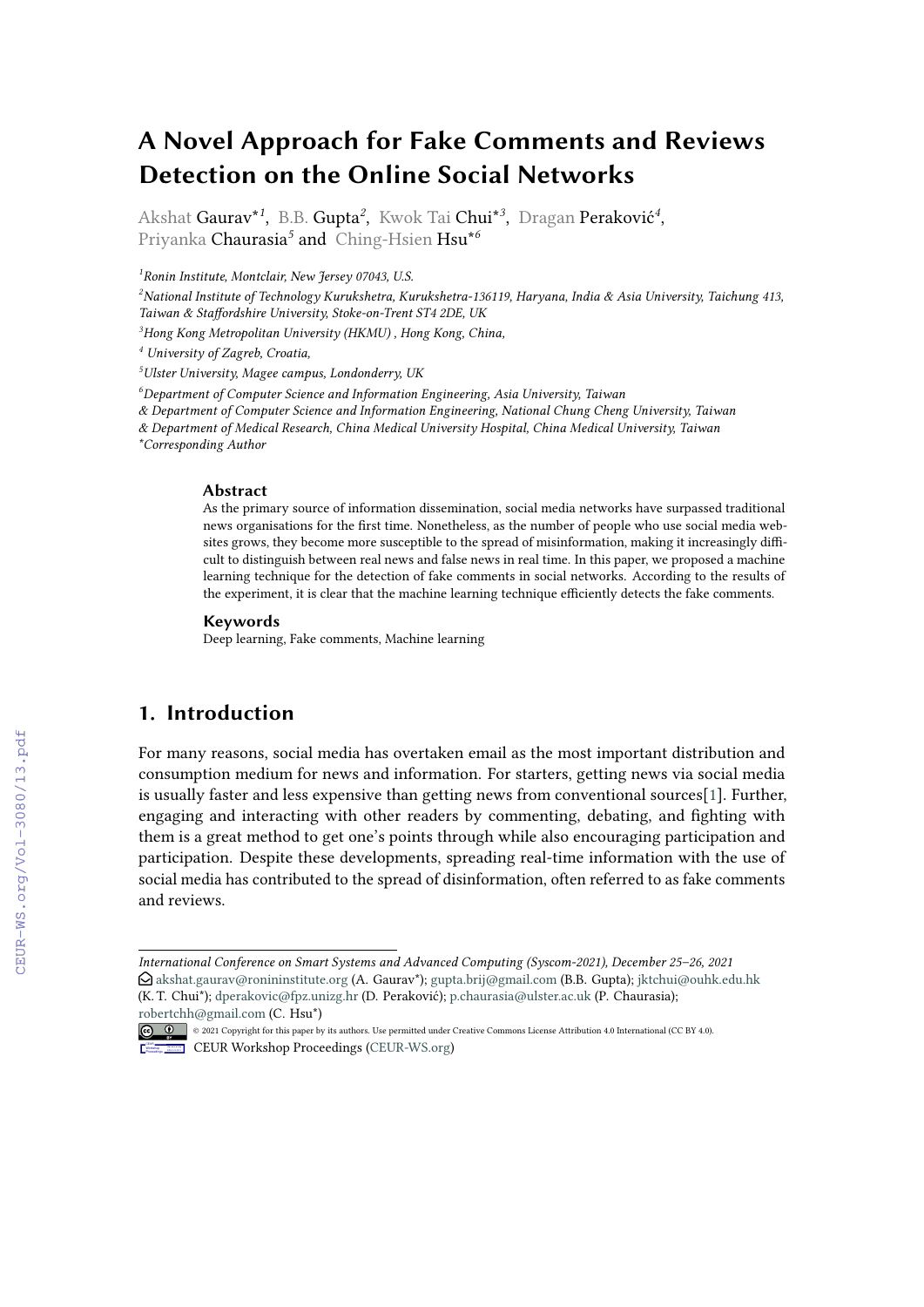# A Novel Approach for Fake Comments and Reviews Detection on the Online Social Networks

Akshat Gaurav*[1], B.B. Gupta[2], Kwok Tai Chui*[3], Dragan Peraković[4], Priyanka Chaurasia[5] and Ching-Hsien Hsu*[6]

[1]*Ronin Institute, Montclair, New Jersey 07043, U.S.*

[2]*National Institute of Technology Kurukshetra, Kurukshetra-136119, Haryana, India & Asia University, Taichung 413, Taiwan & Staffordshire University, Stoke-on-Trent ST4 2DE, UK*

[3]*Hong Kong Metropolitan University (HKMU) , Hong Kong, China,*

[4] *University of Zagreb, Croatia,*

[5]*Ulster University, Magee campus, Londonderry, UK*

[6]*Department of Computer Science and Information Engineering, Asia University, Taiwan & Department of Computer Science and Information Engineering, National Chung Cheng University, Taiwan & Department of Medical Research, China Medical University Hospital, China Medical University, Taiwan*

*\*Corresponding Author*

### Abstract

As the primary source of information dissemination, social media networks have surpassed traditional news organisations for the first time. Nonetheless, as the number of people who use social media websites grows, they become more susceptible to the spread of misinformation, making it increasingly difficult to distinguish between real news and false news in real time. In this paper, we proposed a machine learning technique for the detection of fake comments in social networks. According to the results of the experiment, it is clear that the machine learning technique efficiently detects the fake comments.

### Keywords

Deep learning, Fake comments, Machine learning

## 1. Introduction

For many reasons, social media has overtaken email as the most important distribution and consumption medium for news and information. For starters, getting news via social media is usually faster and less expensive than getting news from conventional sources[1]. Further, engaging and interacting with other readers by commenting, debating, and fighting with them is a great method to get one's points through while also encouraging participation and participation. Despite these developments, spreading real-time information with the use of social media has contributed to the spread of disinformation, often referred to as fake comments and reviews.

---

*International Conference on Smart Systems and Advanced Computing (Syscom-2021), December 25–26, 2021*
akshat.gaurav@ronininstitute.org (A. Gaurav*); gupta.brij@gmail.com (B.B. Gupta); jktchui@ouhk.edu.hk (K. T. Chui*); dperakovic@fpz.unizg.hr (D. Peraković); p.chaurasia@ulster.ac.uk (P. Chaurasia); robertchh@gmail.com (C. Hsu*)

© 2021 Copyright for this paper by its authors. Use permitted under Creative Commons License Attribution 4.0 International (CC BY 4.0).

CEUR Workshop Proceedings (CEUR-WS.org)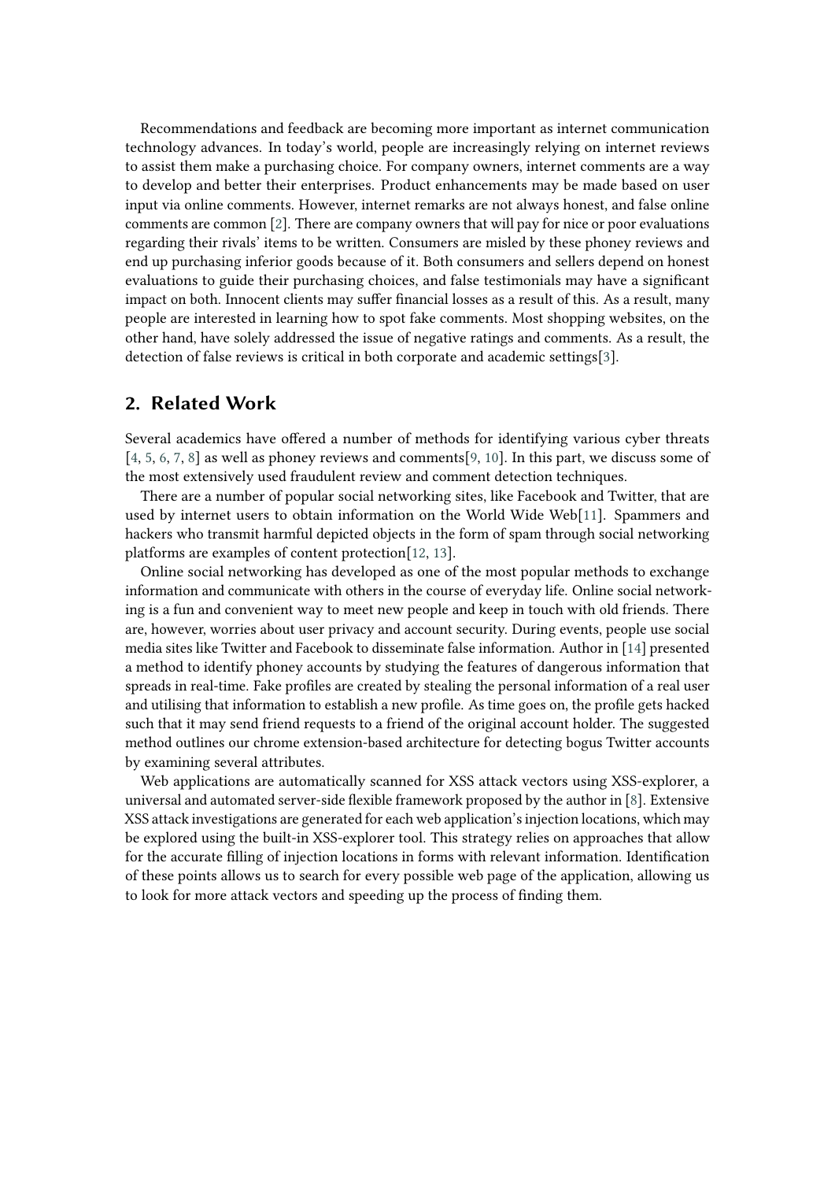Recommendations and feedback are becoming more important as internet communication technology advances. In today's world, people are increasingly relying on internet reviews to assist them make a purchasing choice. For company owners, internet comments are a way to develop and better their enterprises. Product enhancements may be made based on user input via online comments. However, internet remarks are not always honest, and false online comments are common [2]. There are company owners that will pay for nice or poor evaluations regarding their rivals' items to be written. Consumers are misled by these phoney reviews and end up purchasing inferior goods because of it. Both consumers and sellers depend on honest evaluations to guide their purchasing choices, and false testimonials may have a significant impact on both. Innocent clients may suffer financial losses as a result of this. As a result, many people are interested in learning how to spot fake comments. Most shopping websites, on the other hand, have solely addressed the issue of negative ratings and comments. As a result, the detection of false reviews is critical in both corporate and academic settings[3].

## 2. Related Work

Several academics have offered a number of methods for identifying various cyber threats [4, 5, 6, 7, 8] as well as phoney reviews and comments[9, 10]. In this part, we discuss some of the most extensively used fraudulent review and comment detection techniques.

There are a number of popular social networking sites, like Facebook and Twitter, that are used by internet users to obtain information on the World Wide Web[11]. Spammers and hackers who transmit harmful depicted objects in the form of spam through social networking platforms are examples of content protection[12, 13].

Online social networking has developed as one of the most popular methods to exchange information and communicate with others in the course of everyday life. Online social networking is a fun and convenient way to meet new people and keep in touch with old friends. There are, however, worries about user privacy and account security. During events, people use social media sites like Twitter and Facebook to disseminate false information. Author in [14] presented a method to identify phoney accounts by studying the features of dangerous information that spreads in real-time. Fake profiles are created by stealing the personal information of a real user and utilising that information to establish a new profile. As time goes on, the profile gets hacked such that it may send friend requests to a friend of the original account holder. The suggested method outlines our chrome extension-based architecture for detecting bogus Twitter accounts by examining several attributes.

Web applications are automatically scanned for XSS attack vectors using XSS-explorer, a universal and automated server-side flexible framework proposed by the author in [8]. Extensive XSS attack investigations are generated for each web application's injection locations, which may be explored using the built-in XSS-explorer tool. This strategy relies on approaches that allow for the accurate filling of injection locations in forms with relevant information. Identification of these points allows us to search for every possible web page of the application, allowing us to look for more attack vectors and speeding up the process of finding them.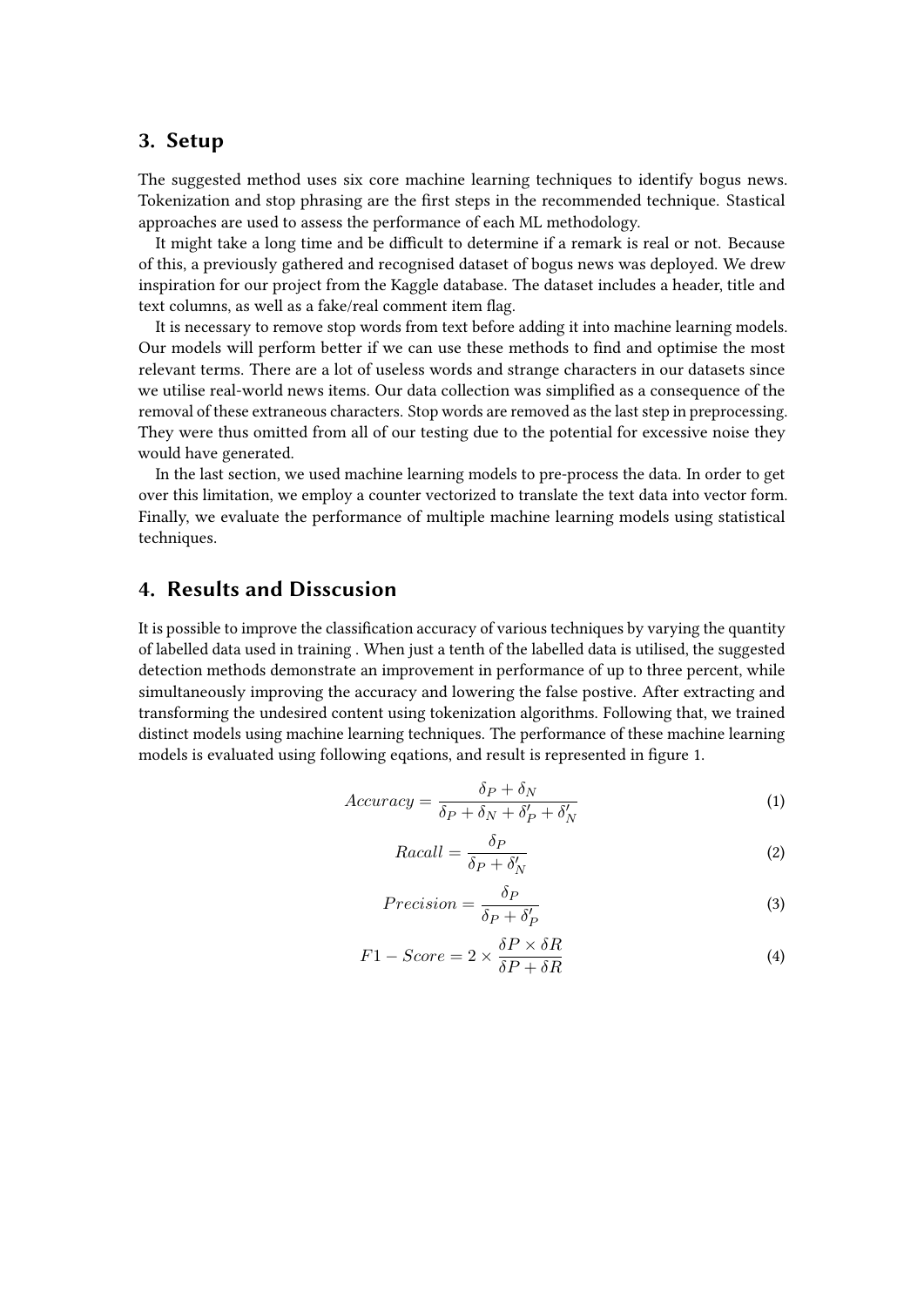## 3. Setup

The suggested method uses six core machine learning techniques to identify bogus news. Tokenization and stop phrasing are the first steps in the recommended technique. Stastical approaches are used to assess the performance of each ML methodology.

It might take a long time and be difficult to determine if a remark is real or not. Because of this, a previously gathered and recognised dataset of bogus news was deployed. We drew inspiration for our project from the Kaggle database. The dataset includes a header, title and text columns, as well as a fake/real comment item flag.

It is necessary to remove stop words from text before adding it into machine learning models. Our models will perform better if we can use these methods to find and optimise the most relevant terms. There are a lot of useless words and strange characters in our datasets since we utilise real-world news items. Our data collection was simplified as a consequence of the removal of these extraneous characters. Stop words are removed as the last step in preprocessing. They were thus omitted from all of our testing due to the potential for excessive noise they would have generated.

In the last section, we used machine learning models to pre-process the data. In order to get over this limitation, we employ a counter vectorized to translate the text data into vector form. Finally, we evaluate the performance of multiple machine learning models using statistical techniques.

## 4. Results and Disscusion

It is possible to improve the classification accuracy of various techniques by varying the quantity of labelled data used in training . When just a tenth of the labelled data is utilised, the suggested detection methods demonstrate an improvement in performance of up to three percent, while simultaneously improving the accuracy and lowering the false postive. After extracting and transforming the undesired content using tokenization algorithms. Following that, we trained distinct models using machine learning techniques. The performance of these machine learning models is evaluated using following eqations, and result is represented in figure 1.

$$Accuracy = \frac{\delta_P + \delta_N}{\delta_P + \delta_N + \delta'_P + \delta'_N} \tag{1}$$

$$Racall = \frac{\delta_P}{\delta_P + \delta'_N} \tag{2}$$

$$Precision = \frac{\delta_P}{\delta_P + \delta'_P} \tag{3}$$

$$F1 - Score = 2 \times \frac{\delta P \times \delta R}{\delta P + \delta R} \tag{4}$$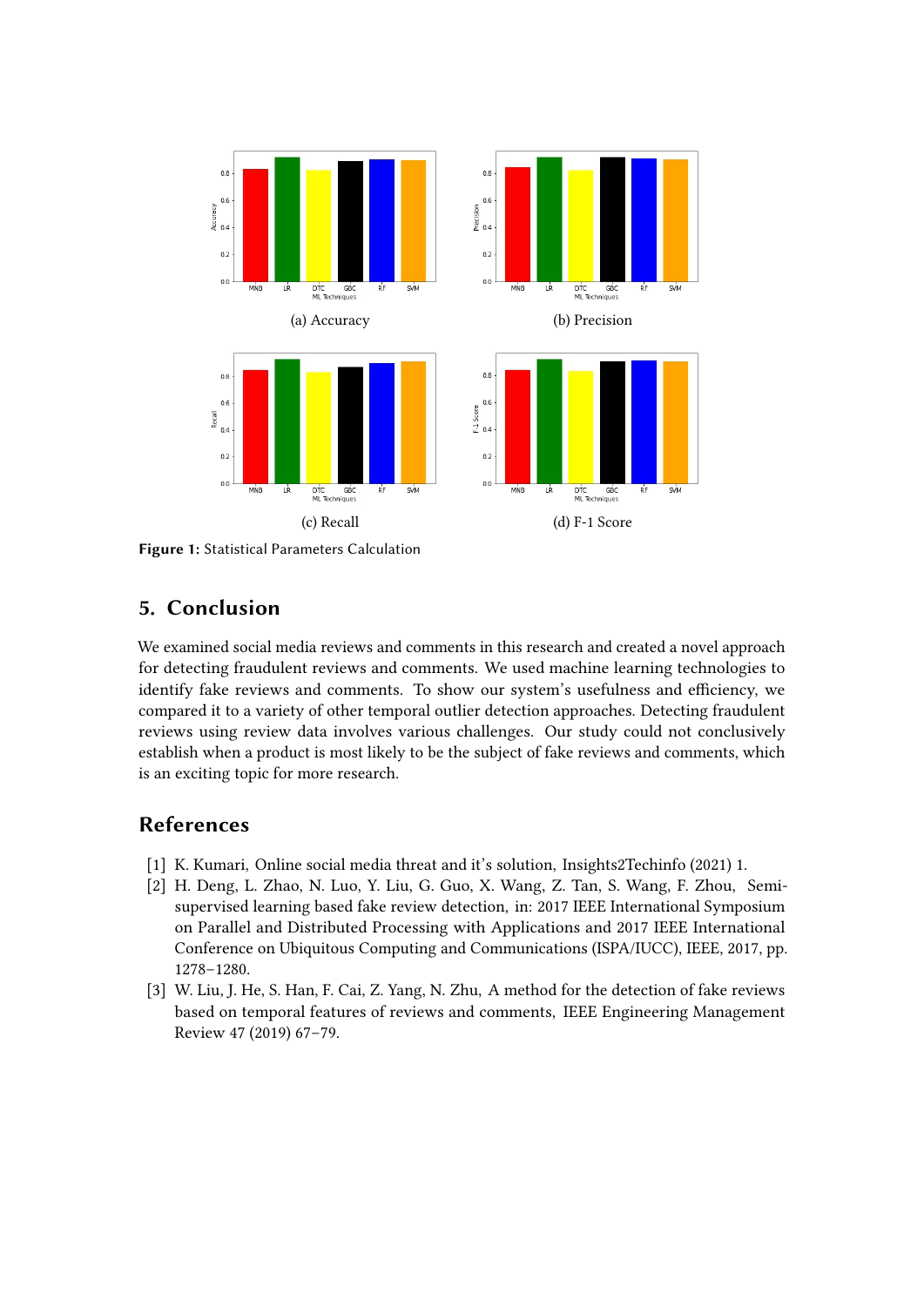(a) Accuracy

(b) Precision

(c) Recall

(d) F-1 Score

**Figure 1:** Statistical Parameters Calculation

## 5. Conclusion

We examined social media reviews and comments in this research and created a novel approach for detecting fraudulent reviews and comments. We used machine learning technologies to identify fake reviews and comments. To show our system's usefulness and efficiency, we compared it to a variety of other temporal outlier detection approaches. Detecting fraudulent reviews using review data involves various challenges. Our study could not conclusively establish when a product is most likely to be the subject of fake reviews and comments, which is an exciting topic for more research.

## References

[1] K. Kumari, Online social media threat and it's solution, Insights2Techinfo (2021) 1.

[2] H. Deng, L. Zhao, N. Luo, Y. Liu, G. Guo, X. Wang, Z. Tan, S. Wang, F. Zhou, Semi-supervised learning based fake review detection, in: 2017 IEEE International Symposium on Parallel and Distributed Processing with Applications and 2017 IEEE International Conference on Ubiquitous Computing and Communications (ISPA/IUCC), IEEE, 2017, pp. 1278–1280.

[3] W. Liu, J. He, S. Han, F. Cai, Z. Yang, N. Zhu, A method for the detection of fake reviews based on temporal features of reviews and comments, IEEE Engineering Management Review 47 (2019) 67–79.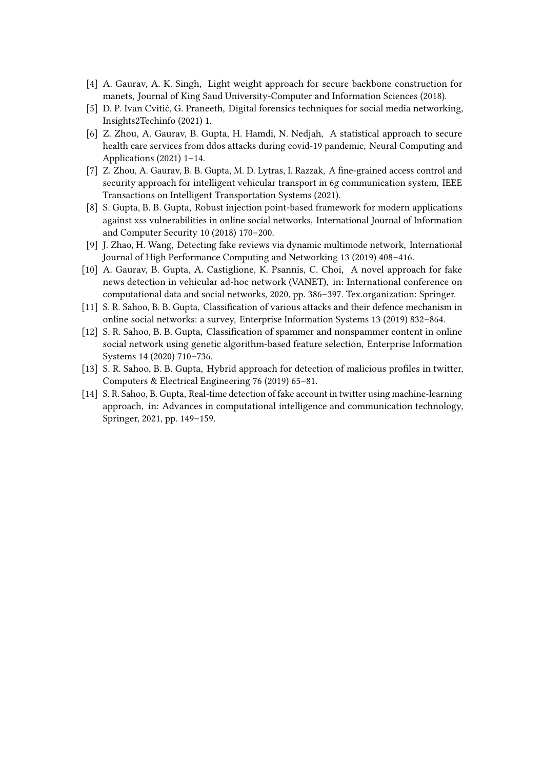[4] A. Gaurav, A. K. Singh, Light weight approach for secure backbone construction for manets, Journal of King Saud University-Computer and Information Sciences (2018).

[5] D. P. Ivan Cvitić, G. Praneeth, Digital forensics techniques for social media networking, Insights2Techinfo (2021) 1.

[6] Z. Zhou, A. Gaurav, B. Gupta, H. Hamdi, N. Nedjah, A statistical approach to secure health care services from ddos attacks during covid-19 pandemic, Neural Computing and Applications (2021) 1–14.

[7] Z. Zhou, A. Gaurav, B. B. Gupta, M. D. Lytras, I. Razzak, A fine-grained access control and security approach for intelligent vehicular transport in 6g communication system, IEEE Transactions on Intelligent Transportation Systems (2021).

[8] S. Gupta, B. B. Gupta, Robust injection point-based framework for modern applications against xss vulnerabilities in online social networks, International Journal of Information and Computer Security 10 (2018) 170–200.

[9] J. Zhao, H. Wang, Detecting fake reviews via dynamic multimode network, International Journal of High Performance Computing and Networking 13 (2019) 408–416.

[10] A. Gaurav, B. Gupta, A. Castiglione, K. Psannis, C. Choi, A novel approach for fake news detection in vehicular ad-hoc network (VANET), in: International conference on computational data and social networks, 2020, pp. 386–397. Tex.organization: Springer.

[11] S. R. Sahoo, B. B. Gupta, Classification of various attacks and their defence mechanism in online social networks: a survey, Enterprise Information Systems 13 (2019) 832–864.

[12] S. R. Sahoo, B. B. Gupta, Classification of spammer and nonspammer content in online social network using genetic algorithm-based feature selection, Enterprise Information Systems 14 (2020) 710–736.

[13] S. R. Sahoo, B. B. Gupta, Hybrid approach for detection of malicious profiles in twitter, Computers & Electrical Engineering 76 (2019) 65–81.

[14] S. R. Sahoo, B. Gupta, Real-time detection of fake account in twitter using machine-learning approach, in: Advances in computational intelligence and communication technology, Springer, 2021, pp. 149–159.